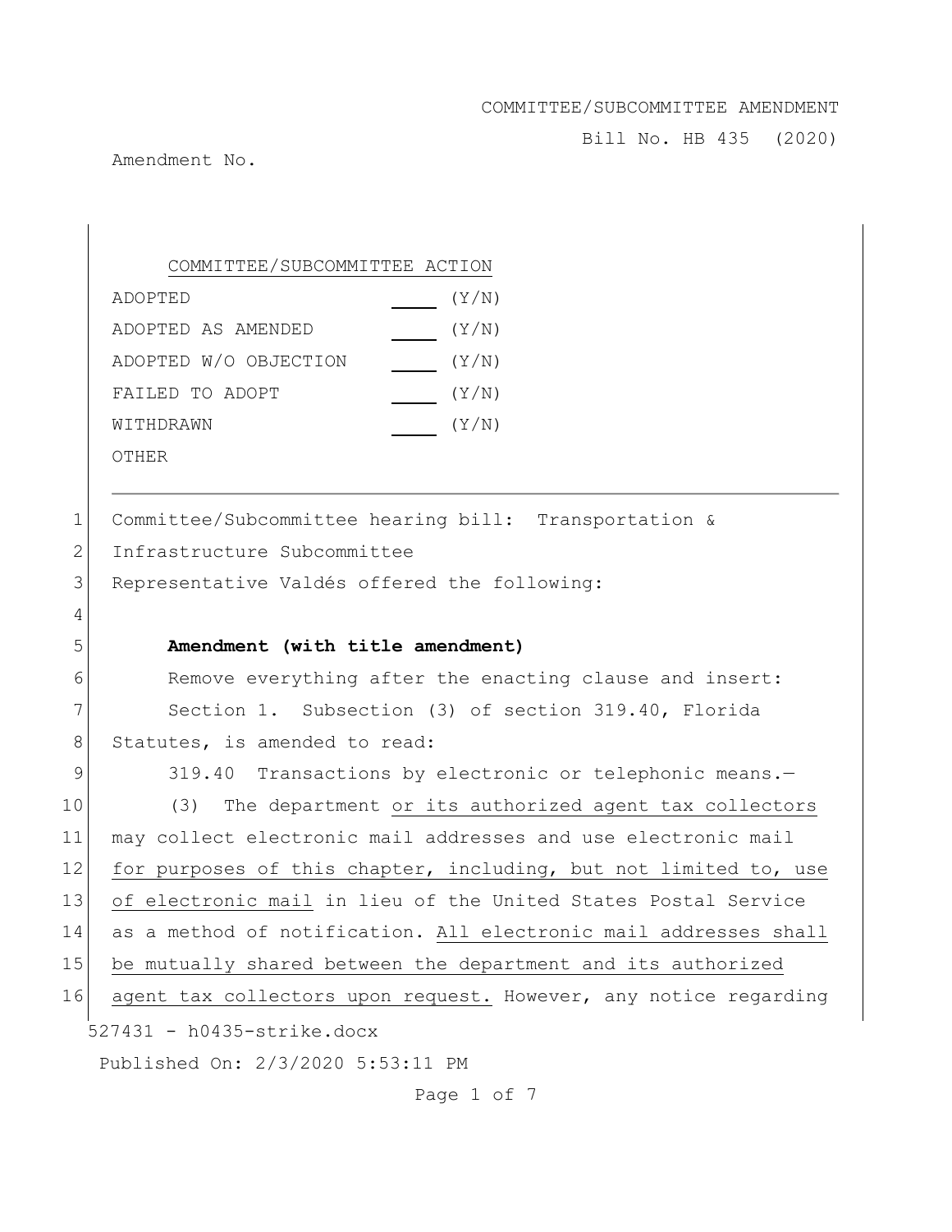COMMITTEE/SUBCOMMITTEE AMENDMENT

Bill No. HB 435 (2020)

Amendment No.

COMMITTEE/SUBCOMMITTEE ACTION

| | | |
|---|---|---|
| ADOPTED | ____ | (Y/N) |
| ADOPTED AS AMENDED | ____ | (Y/N) |
| ADOPTED W/O OBJECTION | ____ | (Y/N) |
| FAILED TO ADOPT | ____ | (Y/N) |
| WITHDRAWN | ____ | (Y/N) |
| OTHER | | |

---

1 Committee/Subcommittee hearing bill: Transportation &
2 Infrastructure Subcommittee
3 Representative Valdés offered the following:
4
5 **Amendment (with title amendment)**
6 Remove everything after the enacting clause and insert:
7 Section 1. Subsection (3) of section 319.40, Florida
8 Statutes, is amended to read:
9 319.40 Transactions by electronic or telephonic means.—
10 (3) The department <u>or its authorized agent tax collectors</u>
11 may collect electronic mail addresses and use electronic mail
12 <u>for purposes of this chapter, including, but not limited to, use</u>
13 <u>of electronic mail</u> in lieu of the United States Postal Service
14 as a method of notification. <u>All electronic mail addresses shall</u>
15 <u>be mutually shared between the department and its authorized</u>
16 <u>agent tax collectors upon request.</u> However, any notice regarding

527431 - h0435-strike.docx

Published On: 2/3/2020 5:53:11 PM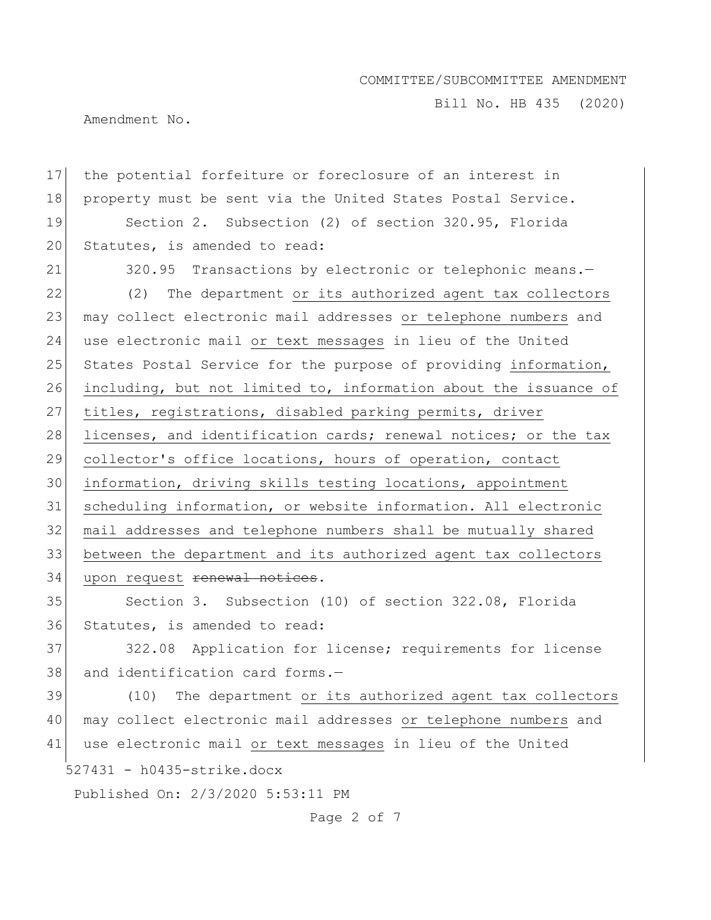the potential forfeiture or foreclosure of an interest in property must be sent via the United States Postal Service.

Section 2. Subsection (2) of section 320.95, Florida Statutes, is amended to read:

320.95 Transactions by electronic or telephonic means.—

(2) The department or its authorized agent tax collectors may collect electronic mail addresses or telephone numbers and use electronic mail or text messages in lieu of the United States Postal Service for the purpose of providing information, including, but not limited to, information about the issuance of titles, registrations, disabled parking permits, driver licenses, and identification cards; renewal notices; or the tax collector's office locations, hours of operation, contact information, driving skills testing locations, appointment scheduling information, or website information. All electronic mail addresses and telephone numbers shall be mutually shared between the department and its authorized agent tax collectors upon request ~~renewal notices~~.

Section 3. Subsection (10) of section 322.08, Florida Statutes, is amended to read:

322.08 Application for license; requirements for license and identification card forms.—

(10) The department or its authorized agent tax collectors may collect electronic mail addresses or telephone numbers and use electronic mail or text messages in lieu of the United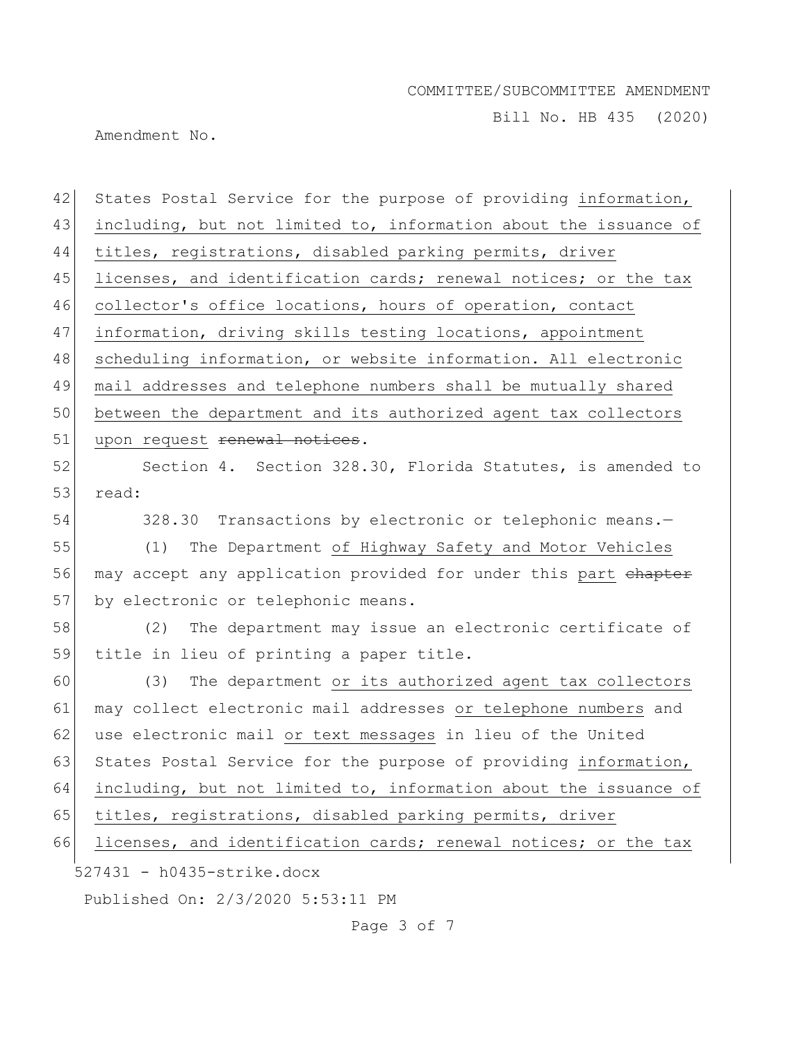42 States Postal Service for the purpose of providing information,
43 including, but not limited to, information about the issuance of
44 titles, registrations, disabled parking permits, driver
45 licenses, and identification cards; renewal notices; or the tax
46 collector's office locations, hours of operation, contact
47 information, driving skills testing locations, appointment
48 scheduling information, or website information. All electronic
49 mail addresses and telephone numbers shall be mutually shared
50 between the department and its authorized agent tax collectors
51 upon request ~~renewal notices~~.

52 Section 4. Section 328.30, Florida Statutes, is amended to
53 read:

54 328.30 Transactions by electronic or telephonic means.—

55 (1) The Department of Highway Safety and Motor Vehicles
56 may accept any application provided for under this part ~~chapter~~
57 by electronic or telephonic means.

58 (2) The department may issue an electronic certificate of
59 title in lieu of printing a paper title.

60 (3) The department or its authorized agent tax collectors
61 may collect electronic mail addresses or telephone numbers and
62 use electronic mail or text messages in lieu of the United
63 States Postal Service for the purpose of providing information,
64 including, but not limited to, information about the issuance of
65 titles, registrations, disabled parking permits, driver
66 licenses, and identification cards; renewal notices; or the tax

527431 - h0435-strike.docx

Published On: 2/3/2020 5:53:11 PM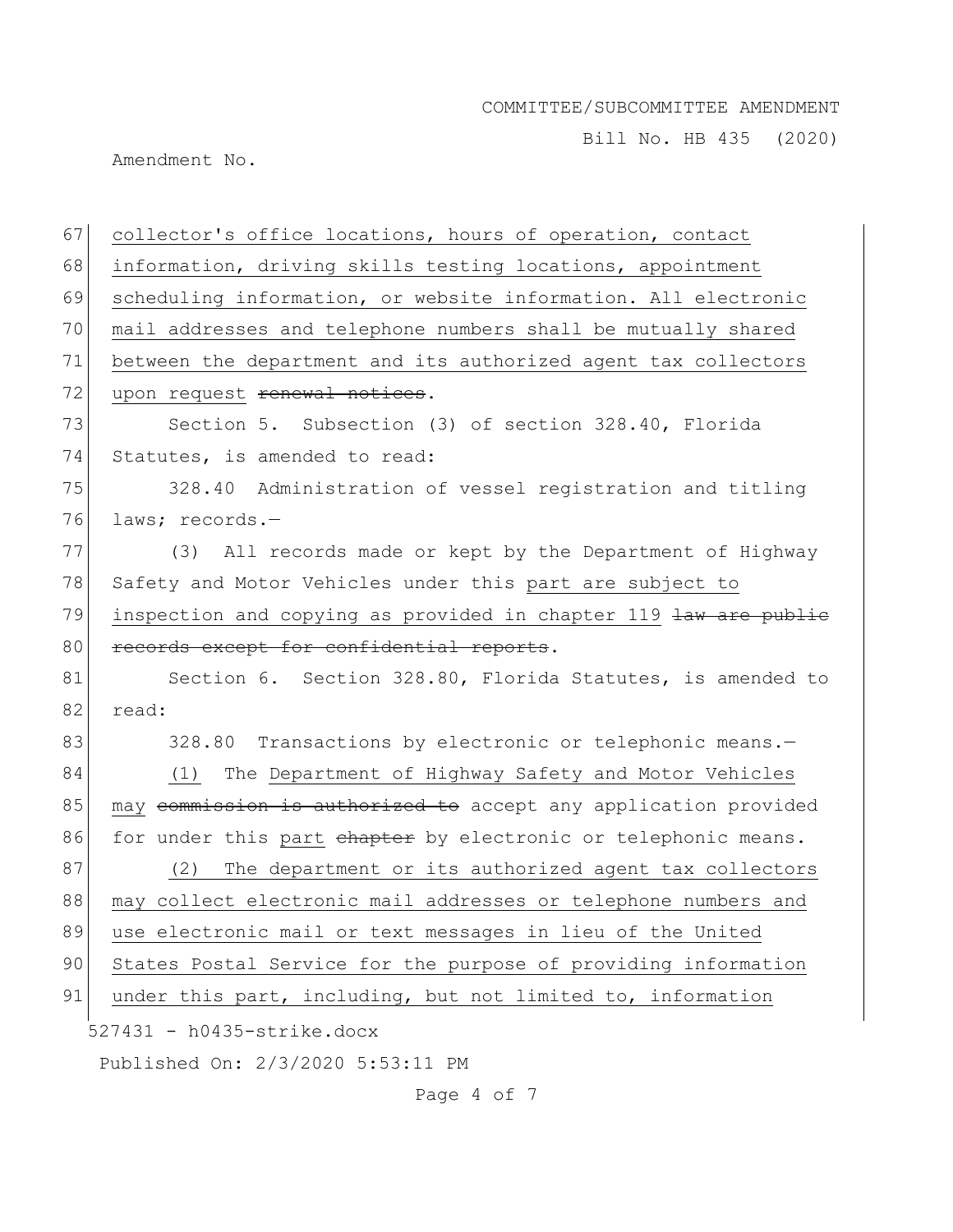collector's office locations, hours of operation, contact information, driving skills testing locations, appointment scheduling information, or website information. All electronic mail addresses and telephone numbers shall be mutually shared between the department and its authorized agent tax collectors upon request ~~renewal notices~~.

Section 5. Subsection (3) of section 328.40, Florida Statutes, is amended to read:

328.40 Administration of vessel registration and titling laws; records.—

(3) All records made or kept by the Department of Highway Safety and Motor Vehicles under this part are subject to inspection and copying as provided in chapter 119 ~~law are public records except for confidential reports~~.

Section 6. Section 328.80, Florida Statutes, is amended to read:

328.80 Transactions by electronic or telephonic means.—

(1) The Department of Highway Safety and Motor Vehicles may ~~commission is authorized to~~ accept any application provided for under this part ~~chapter~~ by electronic or telephonic means.

(2) The department or its authorized agent tax collectors may collect electronic mail addresses or telephone numbers and use electronic mail or text messages in lieu of the United States Postal Service for the purpose of providing information under this part, including, but not limited to, information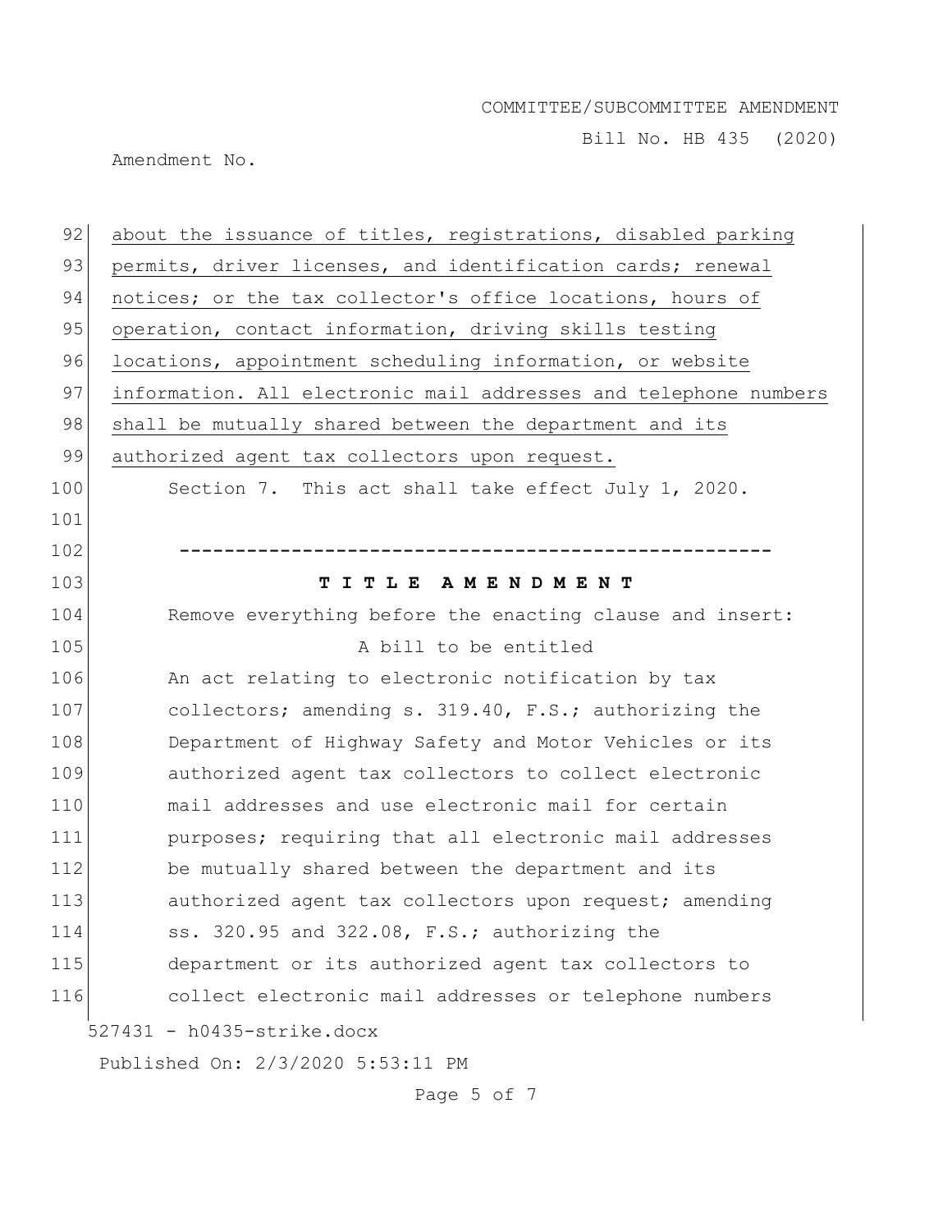about the issuance of titles, registrations, disabled parking permits, driver licenses, and identification cards; renewal notices; or the tax collector's office locations, hours of operation, contact information, driving skills testing locations, appointment scheduling information, or website information. All electronic mail addresses and telephone numbers shall be mutually shared between the department and its authorized agent tax collectors upon request.

Section 7. This act shall take effect July 1, 2020.

-----------------------------------------------------

**T I T L E A M E N D M E N T**

Remove everything before the enacting clause and insert:

A bill to be entitled

An act relating to electronic notification by tax collectors; amending s. 319.40, F.S.; authorizing the Department of Highway Safety and Motor Vehicles or its authorized agent tax collectors to collect electronic mail addresses and use electronic mail for certain purposes; requiring that all electronic mail addresses be mutually shared between the department and its authorized agent tax collectors upon request; amending ss. 320.95 and 322.08, F.S.; authorizing the department or its authorized agent tax collectors to collect electronic mail addresses or telephone numbers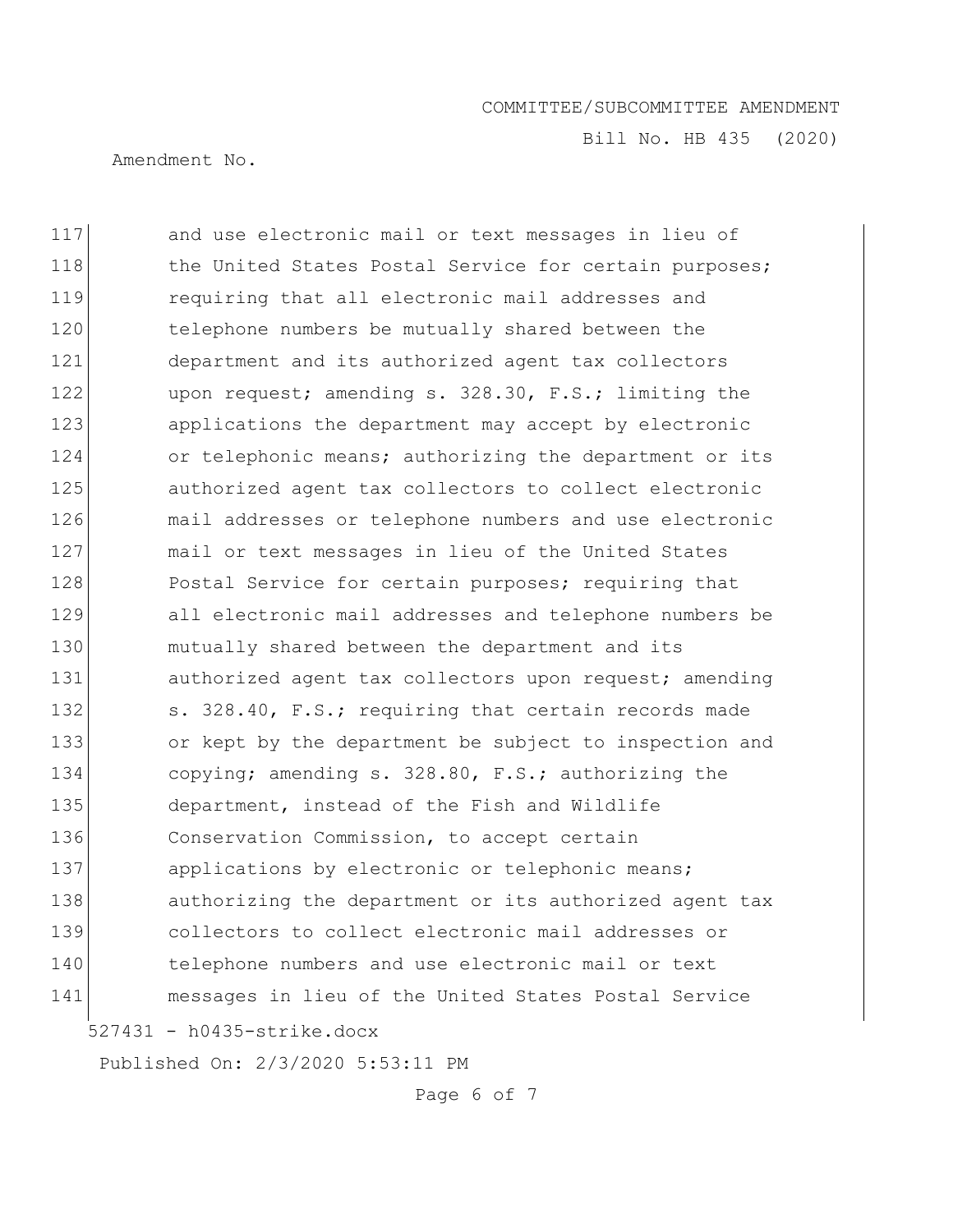117 and use electronic mail or text messages in lieu of
118 the United States Postal Service for certain purposes;
119 requiring that all electronic mail addresses and
120 telephone numbers be mutually shared between the
121 department and its authorized agent tax collectors
122 upon request; amending s. 328.30, F.S.; limiting the
123 applications the department may accept by electronic
124 or telephonic means; authorizing the department or its
125 authorized agent tax collectors to collect electronic
126 mail addresses or telephone numbers and use electronic
127 mail or text messages in lieu of the United States
128 Postal Service for certain purposes; requiring that
129 all electronic mail addresses and telephone numbers be
130 mutually shared between the department and its
131 authorized agent tax collectors upon request; amending
132 s. 328.40, F.S.; requiring that certain records made
133 or kept by the department be subject to inspection and
134 copying; amending s. 328.80, F.S.; authorizing the
135 department, instead of the Fish and Wildlife
136 Conservation Commission, to accept certain
137 applications by electronic or telephonic means;
138 authorizing the department or its authorized agent tax
139 collectors to collect electronic mail addresses or
140 telephone numbers and use electronic mail or text
141 messages in lieu of the United States Postal Service

527431 - h0435-strike.docx

Published On: 2/3/2020 5:53:11 PM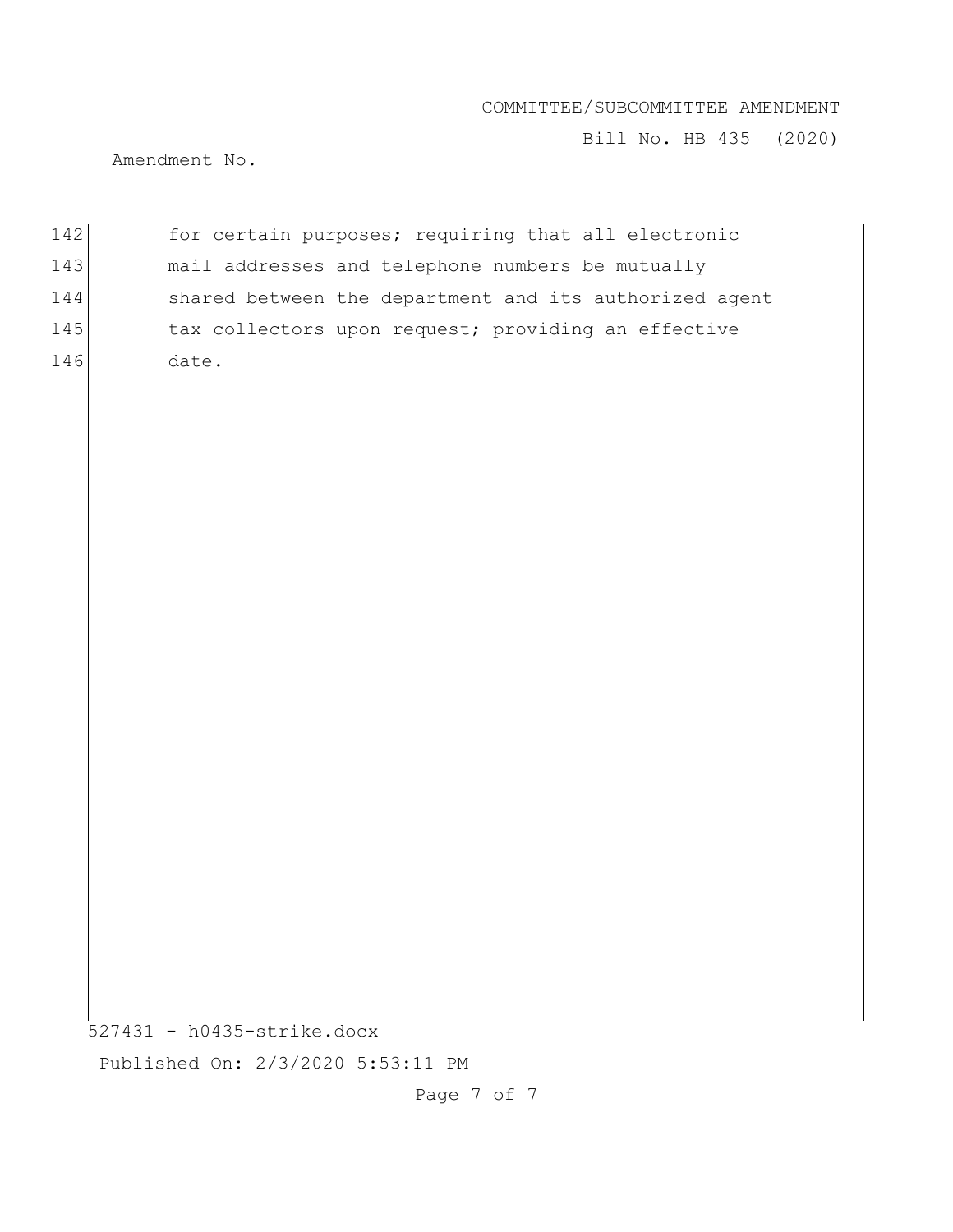142 for certain purposes; requiring that all electronic
143 mail addresses and telephone numbers be mutually
144 shared between the department and its authorized agent
145 tax collectors upon request; providing an effective
146 date.